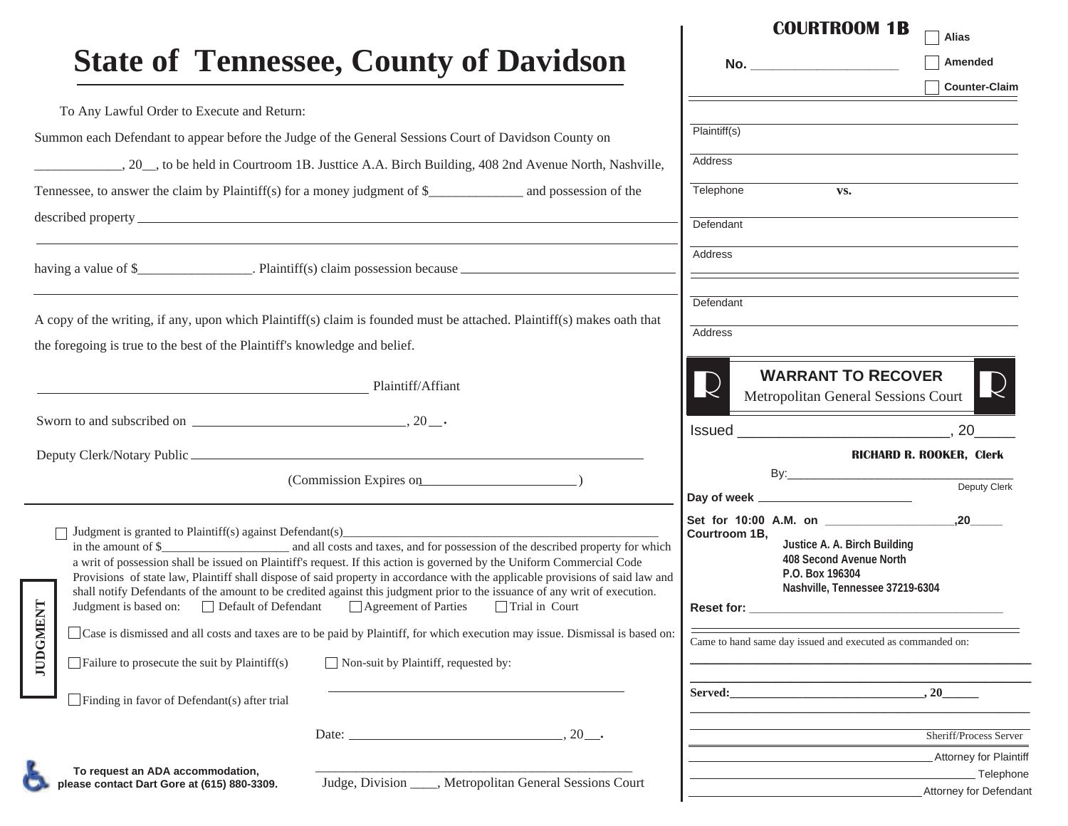# State of Tennessee, County of Davidson

To Any Lawful Order to Execute and Return:

Summon each Defendant to appear before the Judge of the General Sessions Court of Davidson County on _____________, 20__, to be held in Courtroom 1B. Justtice A.A. Birch Building, 408 2nd Avenue North, Nashville, Tennessee, to answer the claim by Plaintiff(s) for a money judgment of $______________ and possession of the described property ______________________________________________________________________

______________________________________________________________________

having a value of $_________________. Plaintiff(s) claim possession because ________________________________

______________________________________________________________________

A copy of the writing, if any, upon which Plaintiff(s) claim is founded must be attached. Plaintiff(s) makes oath that the foregoing is true to the best of the Plaintiff's knowledge and belief.

________________________________________________ Plaintiff/Affiant

Sworn to and subscribed on _______________________________, 20__.

Deputy Clerk/Notary Public ______________________________________________________________________

(Commission Expires on_______________________)

**JUDGMENT**

☐ Judgment is granted to Plaintiff(s) against Defendant(s)_____________________________________________________ in the amount of $_____________________ and all costs and taxes, and for possession of the described property for which a writ of possession shall be issued on Plaintiff's request. If this action is governed by the Uniform Commercial Code Provisions of state law, Plaintiff shall dispose of said property in accordance with the applicable provisions of said law and shall notify Defendants of the amount to be credited against this judgment prior to the issuance of any writ of execution. Judgment is based on: ☐ Default of Defendant ☐ Agreement of Parties ☐ Trial in Court

☐ Case is dismissed and all costs and taxes are to be paid by Plaintiff, for which execution may issue. Dismissal is based on:

☐ Failure to prosecute the suit by Plaintiff(s) ☐ Non-suit by Plaintiff, requested by:

________________________________________________

☐ Finding in favor of Defendant(s) after trial

Date: _______________________________, 20__.

___________________________________________________

Judge, Division ____, Metropolitan General Sessions Court

**To request an ADA accommodation, please contact Dart Gore at (615) 880-3309.**

---

**COURTROOM 1B**

No. ____________________

☐ Alias
☐ Amended
☐ Counter-Claim

Plaintiff(s)

Address

Telephone **vs.**

Defendant

Address

Defendant

Address

## WARRANT TO RECOVER

Metropolitan General Sessions Court

Issued __________________________, 20_____

**RICHARD R. ROOKER, Clerk**

By:_____________________________________

Deputy Clerk

**Day of week ________________________**

**Set for 10:00 A.M. on ____________________,20_____**
**Courtroom 1B,**

**Justice A. A. Birch Building**
**408 Second Avenue North**
**P.O. Box 196304**
**Nashville, Tennessee 37219-6304**

**Reset for:** ________________________________________

Came to hand same day issued and executed as commanded on:

______________________________________________________

______________________________________________________

**Served:________________________________, 20______**

______________________________________________________

______________________________________________________ Sheriff/Process Server

______________________________________________ Attorney for Plaintiff

______________________________________________ Telephone

______________________________________________ Attorney for Defendant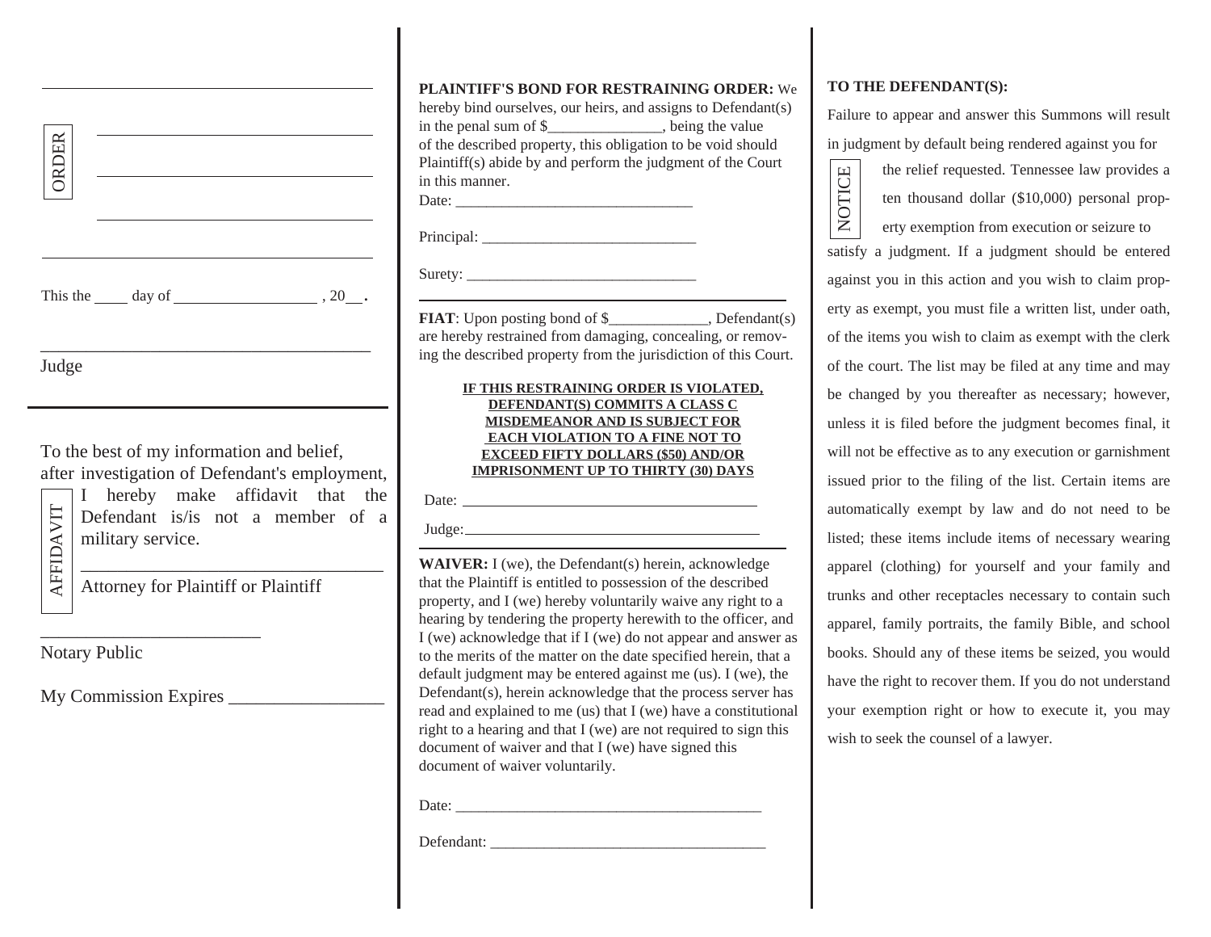**ORDER**

\_\_\_\_\_\_\_\_\_\_\_\_\_\_\_\_\_\_\_\_\_\_\_\_\_\_\_\_\_\_\_\_\_\_\_\_\_\_\_\_

\_\_\_\_\_\_\_\_\_\_\_\_\_\_\_\_\_\_\_\_\_\_\_\_\_\_\_\_\_\_\_\_\_\_\_\_

\_\_\_\_\_\_\_\_\_\_\_\_\_\_\_\_\_\_\_\_\_\_\_\_\_\_\_\_\_\_\_\_\_\_\_\_

\_\_\_\_\_\_\_\_\_\_\_\_\_\_\_\_\_\_\_\_\_\_\_\_\_\_\_\_\_\_\_\_\_\_\_\_

\_\_\_\_\_\_\_\_\_\_\_\_\_\_\_\_\_\_\_\_\_\_\_\_\_\_\_\_\_\_\_\_\_\_\_\_\_\_\_\_

This the \_\_\_\_ day of \_\_\_\_\_\_\_\_\_\_\_\_\_\_\_\_\_\_ , 20\_\_.

\_\_\_\_\_\_\_\_\_\_\_\_\_\_\_\_\_\_\_\_\_\_\_\_\_\_\_\_\_\_\_\_\_\_\_\_\_\_\_\_

Judge

---

**AFFIDAVIT**

To the best of my information and belief, after investigation of Defendant's employment, I hereby make affidavit that the Defendant is/is not a member of a military service.

\_\_\_\_\_\_\_\_\_\_\_\_\_\_\_\_\_\_\_\_\_\_\_\_\_\_\_\_\_\_\_\_\_\_\_

Attorney for Plaintiff or Plaintiff

\_\_\_\_\_\_\_\_\_\_\_\_\_\_\_\_\_\_\_\_\_\_\_\_

Notary Public

My Commission Expires \_\_\_\_\_\_\_\_\_\_\_\_\_\_\_\_\_\_

---

**PLAINTIFF'S BOND FOR RESTRAINING ORDER:** We hereby bind ourselves, our heirs, and assigns to Defendant(s) in the penal sum of $\_\_\_\_\_\_\_\_\_\_\_\_\_\_\_, being the value of the described property, this obligation to be void should Plaintiff(s) abide by and perform the judgment of the Court in this manner.

Date: \_\_\_\_\_\_\_\_\_\_\_\_\_\_\_\_\_\_\_\_\_\_\_\_\_\_\_\_\_\_\_\_

Principal: \_\_\_\_\_\_\_\_\_\_\_\_\_\_\_\_\_\_\_\_\_\_\_\_\_\_\_\_\_

Surety: \_\_\_\_\_\_\_\_\_\_\_\_\_\_\_\_\_\_\_\_\_\_\_\_\_\_\_\_\_\_\_

---

**FIAT**: Upon posting bond of $\_\_\_\_\_\_\_\_\_\_\_\_\_, Defendant(s) are hereby restrained from damaging, concealing, or removing the described property from the jurisdiction of this Court.

**IF THIS RESTRAINING ORDER IS VIOLATED, DEFENDANT(S) COMMITS A CLASS C MISDEMEANOR AND IS SUBJECT FOR EACH VIOLATION TO A FINE NOT TO EXCEED FIFTY DOLLARS ($50) AND/OR IMPRISONMENT UP TO THIRTY (30) DAYS**

Date: \_\_\_\_\_\_\_\_\_\_\_\_\_\_\_\_\_\_\_\_\_\_\_\_\_\_\_\_\_\_\_\_\_\_\_\_\_\_\_\_

Judge: \_\_\_\_\_\_\_\_\_\_\_\_\_\_\_\_\_\_\_\_\_\_\_\_\_\_\_\_\_\_\_\_\_\_\_\_\_\_\_\_

---

**WAIVER:** I (we), the Defendant(s) herein, acknowledge that the Plaintiff is entitled to possession of the described property, and I (we) hereby voluntarily waive any right to a hearing by tendering the property herewith to the officer, and I (we) acknowledge that if I (we) do not appear and answer as to the merits of the matter on the date specified herein, that a default judgment may be entered against me (us). I (we), the Defendant(s), herein acknowledge that the process server has read and explained to me (us) that I (we) have a constitutional right to a hearing and that I (we) are not required to sign this document of waiver and that I (we) have signed this document of waiver voluntarily.

Date: \_\_\_\_\_\_\_\_\_\_\_\_\_\_\_\_\_\_\_\_\_\_\_\_\_\_\_\_\_\_\_\_\_\_\_\_\_\_\_\_

Defendant: \_\_\_\_\_\_\_\_\_\_\_\_\_\_\_\_\_\_\_\_\_\_\_\_\_\_\_\_\_\_\_\_\_\_\_\_

---

**NOTICE**

**TO THE DEFENDANT(S):**

Failure to appear and answer this Summons will result in judgment by default being rendered against you for the relief requested. Tennessee law provides a ten thousand dollar ($10,000) personal property exemption from execution or seizure to satisfy a judgment. If a judgment should be entered against you in this action and you wish to claim property as exempt, you must file a written list, under oath, of the items you wish to claim as exempt with the clerk of the court. The list may be filed at any time and may be changed by you thereafter as necessary; however, unless it is filed before the judgment becomes final, it will not be effective as to any execution or garnishment issued prior to the filing of the list. Certain items are automatically exempt by law and do not need to be listed; these include items of necessary wearing apparel (clothing) for yourself and your family and trunks and other receptacles necessary to contain such apparel, family portraits, the family Bible, and school books. Should any of these items be seized, you would have the right to recover them. If you do not understand your exemption right or how to execute it, you may wish to seek the counsel of a lawyer.